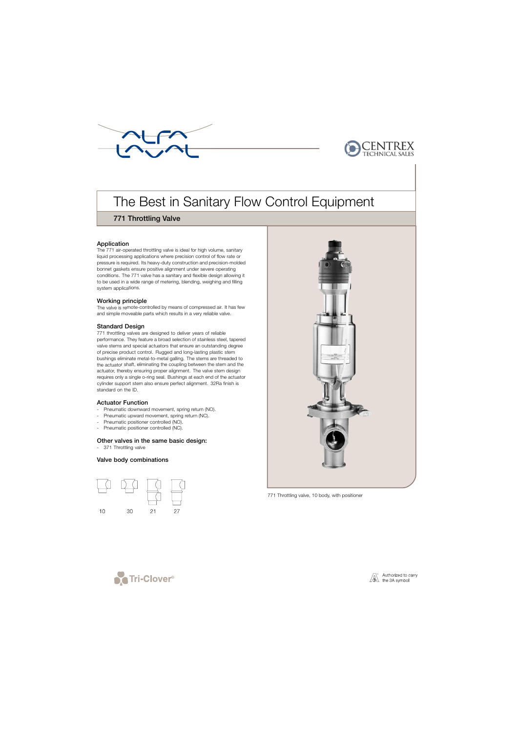# The Best in Sanitary Flow Control Equipment

## 771 Throttling Valve

### Application

The 771 air-operated throttling valve is ideal for high volume, sanitary liquid processing applications where precision control of flow rate or pressure is required. Its heavy-duty construction and precision-molded bonnet gaskets ensure positive alignment under severe operating conditions. The 771 valve has a sanitary and flexible design allowing it to be used in a wide range of metering, blending, weighing and filling system applications.

### Working principle

The valve is remote-controlled by means of compressed air. It has few and simple moveable parts which results in a very reliable valve.

### Standard Design

771 throttling valves are designed to deliver years of reliable performance. They feature a broad selection of stainless steel, tapered valve stems and special actuators that ensure an outstanding degree of precise product control. Rugged and long-lasting plastic stem bushings eliminate metal-to-metal galling. The stems are threaded to the actuator shaft, eliminating the coupling between the stem and the actuator, thereby ensuring proper alignment. The valve stem design requires only a single o-ring seal. Bushings at each end of the actuator cylinder support stem also ensure perfect alignment. 32Ra finish is standard on the ID.

### Actuator Function

- Pneumatic downward movement, spring return (NO).
- Pneumatic upward movement, spring return (NC).
- Pneumatic positioner controlled (NO).
- Pneumatic positioner controlled (NC).

### Other valves in the same basic design:

- 371 Throttling valve

### Valve body combinations

10 30 21 27

771 Throttling valve, 10 body, with positioner

Authorized to carry the 3A symbol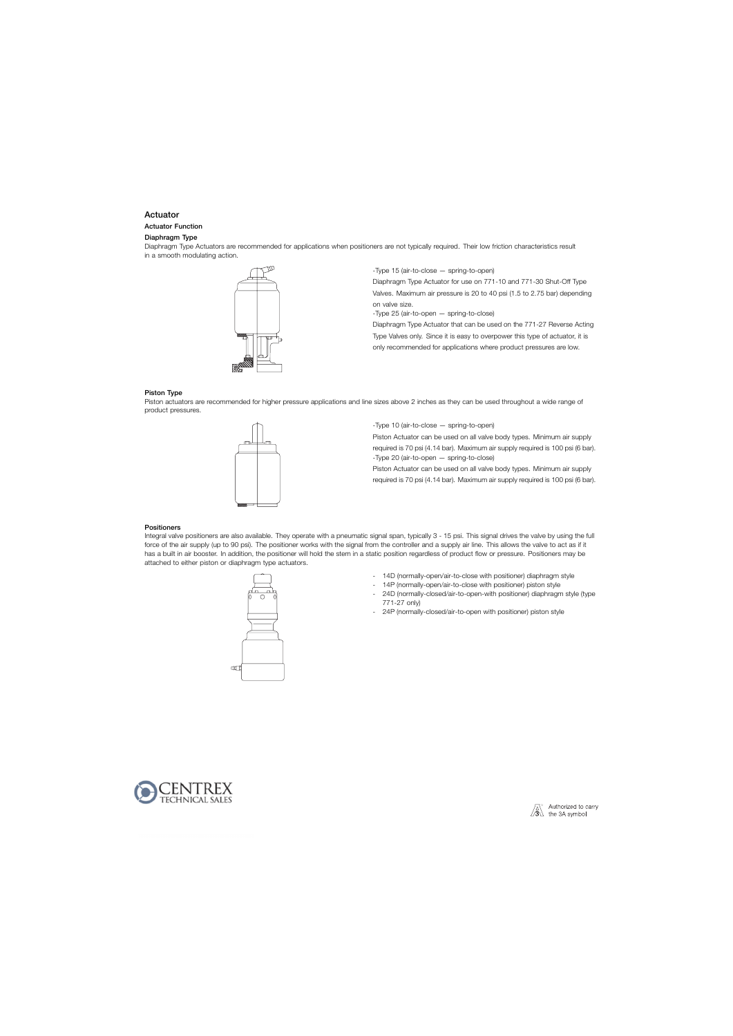## Actuator

### Actuator Function

#### Diaphragm Type

Diaphragm Type Actuators are recommended for applications when positioners are not typically required. Their low friction characteristics result in a smooth modulating action.

-Type 15 (air-to-close — spring-to-open)

Diaphragm Type Actuator for use on 771-10 and 771-30 Shut-Off Type Valves. Maximum air pressure is 20 to 40 psi (1.5 to 2.75 bar) depending on valve size.

-Type 25 (air-to-open — spring-to-close)

Diaphragm Type Actuator that can be used on the 771-27 Reverse Acting Type Valves only. Since it is easy to overpower this type of actuator, it is only recommended for applications where product pressures are low.

#### Piston Type

Piston actuators are recommended for higher pressure applications and line sizes above 2 inches as they can be used throughout a wide range of product pressures.

-Type 10 (air-to-close — spring-to-open)

Piston Actuator can be used on all valve body types. Minimum air supply required is 70 psi (4.14 bar). Maximum air supply required is 100 psi (6 bar).

-Type 20 (air-to-open — spring-to-close)

Piston Actuator can be used on all valve body types. Minimum air supply required is 70 psi (4.14 bar). Maximum air supply required is 100 psi (6 bar).

#### Positioners

Integral valve positioners are also available. They operate with a pneumatic signal span, typically 3 - 15 psi. This signal drives the valve by using the full force of the air supply (up to 90 psi). The positioner works with the signal from the controller and a supply air line. This allows the valve to act as if it has a built in air booster. In addition, the positioner will hold the stem in a static position regardless of product flow or pressure. Positioners may be attached to either piston or diaphragm type actuators.

- 14D (normally-open/air-to-close with positioner) diaphragm style
- 14P (normally-open/air-to-close with positioner) piston style
- 24D (normally-closed/air-to-open-with positioner) diaphragm style (type 771-27 only)
- 24P (normally-closed/air-to-open with positioner) piston style

CENTREX TECHNICAL SALES

Authorized to carry the 3A symbol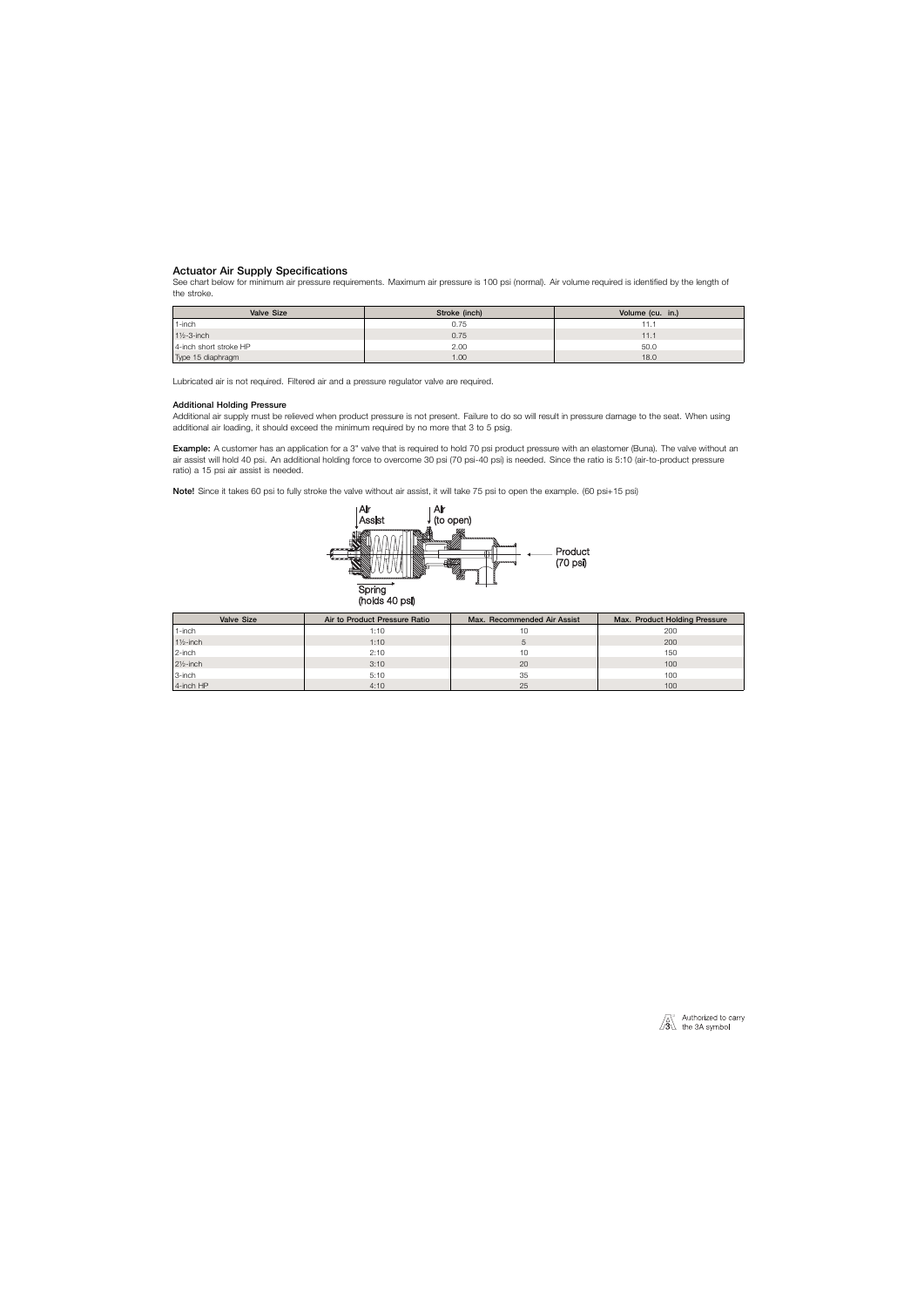## Actuator Air Supply Specifications

See chart below for minimum air pressure requirements. Maximum air pressure is 100 psi (normal). Air volume required is identified by the length of the stroke.

| Valve Size | Stroke (inch) | Volume (cu. in.) |
|---|---|---|
| 1-inch | 0.75 | 11.1 |
| 1½-3-inch | 0.75 | 11.1 |
| 4-inch short stroke HP | 2.00 | 50.0 |
| Type 15 diaphragm | 1.00 | 18.0 |

Lubricated air is not required. Filtered air and a pressure regulator valve are required.

### Additional Holding Pressure

Additional air supply must be relieved when product pressure is not present. Failure to do so will result in pressure damage to the seat. When using additional air loading, it should exceed the minimum required by no more that 3 to 5 psig.

**Example:** A customer has an application for a 3" valve that is required to hold 70 psi product pressure with an elastomer (Buna). The valve without an air assist will hold 40 psi. An additional holding force to overcome 30 psi (70 psi-40 psi) is needed. Since the ratio is 5:10 (air-to-product pressure ratio) a 15 psi air assist is needed.

**Note!** Since it takes 60 psi to fully stroke the valve without air assist, it will take 75 psi to open the example. (60 psi+15 psi)

Air Assist | Air (to open) | Product (70 psi) | Spring (holds 40 psi)

| Valve Size | Air to Product Pressure Ratio | Max. Recommended Air Assist | Max. Product Holding Pressure |
|---|---|---|---|
| 1-inch | 1:10 | 10 | 200 |
| 1½-inch | 1:10 | 5 | 200 |
| 2-inch | 2:10 | 10 | 150 |
| 2½-inch | 3:10 | 20 | 100 |
| 3-inch | 5:10 | 35 | 100 |
| 4-inch HP | 4:10 | 25 | 100 |

Authorized to carry the 3A symbol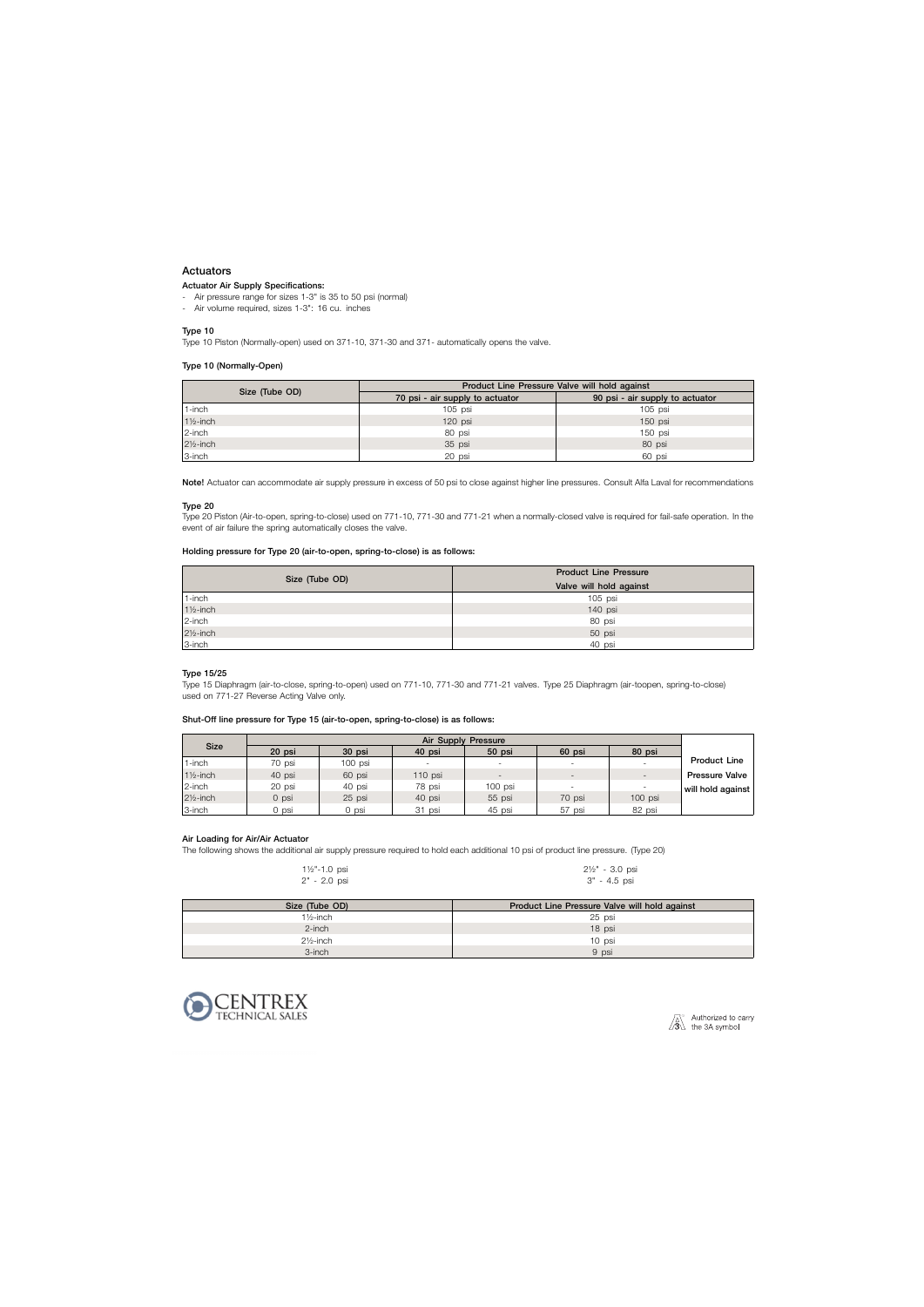## Actuators

**Actuator Air Supply Specifications:**

- Air pressure range for sizes 1-3" is 35 to 50 psi (normal)
- Air volume required, sizes 1-3": 16 cu. inches

### Type 10

Type 10 Piston (Normally-open) used on 371-10, 371-30 and 371- automatically opens the valve.

**Type 10 (Normally-Open)**

| Size (Tube OD) | Product Line Pressure Valve will hold against | |
|---|---|---|
| | 70 psi - air supply to actuator | 90 psi - air supply to actuator |
| 1-inch | 105 psi | 105 psi |
| 1½-inch | 120 psi | 150 psi |
| 2-inch | 80 psi | 150 psi |
| 2½-inch | 35 psi | 80 psi |
| 3-inch | 20 psi | 60 psi |

**Note!** Actuator can accommodate air supply pressure in excess of 50 psi to close against higher line pressures. Consult Alfa Laval for recommendations

### Type 20

Type 20 Piston (Air-to-open, spring-to-close) used on 771-10, 771-30 and 771-21 when a normally-closed valve is required for fail-safe operation. In the event of air failure the spring automatically closes the valve.

**Holding pressure for Type 20 (air-to-open, spring-to-close) is as follows:**

| Size (Tube OD) | Product Line Pressure Valve will hold against |
|---|---|
| 1-inch | 105 psi |
| 1½-inch | 140 psi |
| 2-inch | 80 psi |
| 2½-inch | 50 psi |
| 3-inch | 40 psi |

### Type 15/25

Type 15 Diaphragm (air-to-close, spring-to-open) used on 771-10, 771-30 and 771-21 valves. Type 25 Diaphragm (air-toopen, spring-to-close) used on 771-27 Reverse Acting Valve only.

**Shut-Off line pressure for Type 15 (air-to-open, spring-to-close) is as follows:**

| Size | Air Supply Pressure | | | | | | |
|---|---|---|---|---|---|---|---|
| | 20 psi | 30 psi | 40 psi | 50 psi | 60 psi | 80 psi | Product Line Pressure Valve will hold against |
| 1-inch | 70 psi | 100 psi | - | - | - | - | |
| 1½-inch | 40 psi | 60 psi | 110 psi | - | - | - | |
| 2-inch | 20 psi | 40 psi | 78 psi | 100 psi | - | - | |
| 2½-inch | 0 psi | 25 psi | 40 psi | 55 psi | 70 psi | 100 psi | |
| 3-inch | 0 psi | 0 psi | 31 psi | 45 psi | 57 psi | 82 psi | |

**Air Loading for Air/Air Actuator**

The following shows the additional air supply pressure required to hold each additional 10 psi of product line pressure. (Type 20)

1½"-1.0 psi
2" - 2.0 psi
2½" - 3.0 psi
3" - 4.5 psi

| Size (Tube OD) | Product Line Pressure Valve will hold against |
|---|---|
| 1½-inch | 25 psi |
| 2-inch | 18 psi |
| 2½-inch | 10 psi |
| 3-inch | 9 psi |

CENTREX TECHNICAL SALES

Authorized to carry the 3A symbol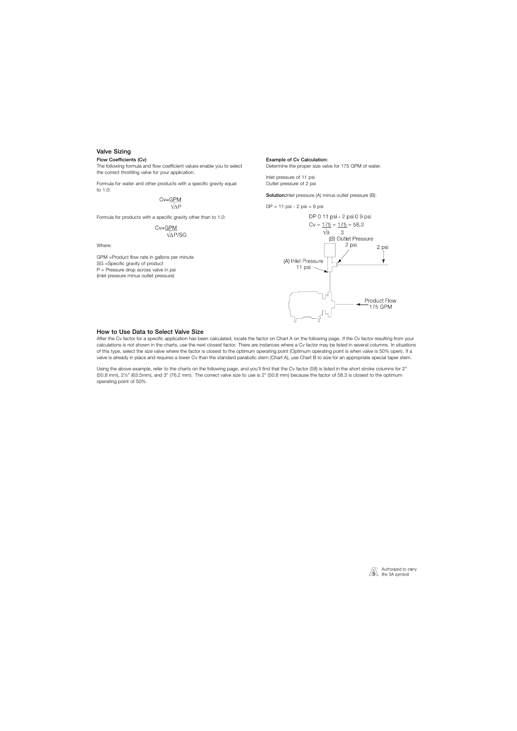## Valve Sizing

### Flow Coefficients (Cv)

The following formula and flow coefficient values enable you to select the correct throttling valve for your application.

Formula for water and other products with a specific gravity equal to 1.0:

$$Cv = \frac{GPM}{\sqrt{\Delta P}}$$

Formula for products with a specific gravity other than to 1.0:

$$Cv = \frac{GPM}{\sqrt{\Delta P / SG}}$$

Where:

GPM =Product flow rate in gallons per minute
SG =Specific gravity of product
P = Pressure drop across valve in psi
(inlet pressure minus outlet pressure)

### Example of Cv Calculation:

Determine the proper size valve for 175 GPM of water.

Inlet pressure of 11 psi
Outlet pressure of 2 psi

**Solution:** Inlet pressure (A) minus outlet pressure (B):

DP = 11 psi - 2 psi = 9 psi

DP 0 11 psi - 2 psi 0 9 psi

$$Cv = \frac{175}{\sqrt{9}} = \frac{175}{3} = 58.3$$

(B) Outlet Pressure
2 psi

2 psi

(A) Inlet Pressure
11 psi

Product Flow
175 GPM

## How to Use Data to Select Valve Size

After the Cv factor for a specific application has been calculated, locate the factor on Chart A on the following page. If the Cv factor resulting from your calculations is not shown in the charts, use the next closest factor. There are instances where a Cv factor may be listed in several columns. In situations of this type, select the size valve where the factor is closest to the optimum operating point (Optimum operating point is when valve is 50% open). If a valve is already in place and requires a lower Cv than the standard parabolic stem (Chart A), use Chart B to size for an appropriate special taper stem.

Using the above example, refer to the charts on the following page, and you'll find that the Cv factor (58) is listed in the short stroke columns for 2" (50.8 mm), 2½" (63.5mm), and 3" (76.2 mm). The correct valve size to use is 2" (50.8 mm) because the factor of 58.3 is closest to the optimum operating point of 50%.

Authorized to carry the 3A symbol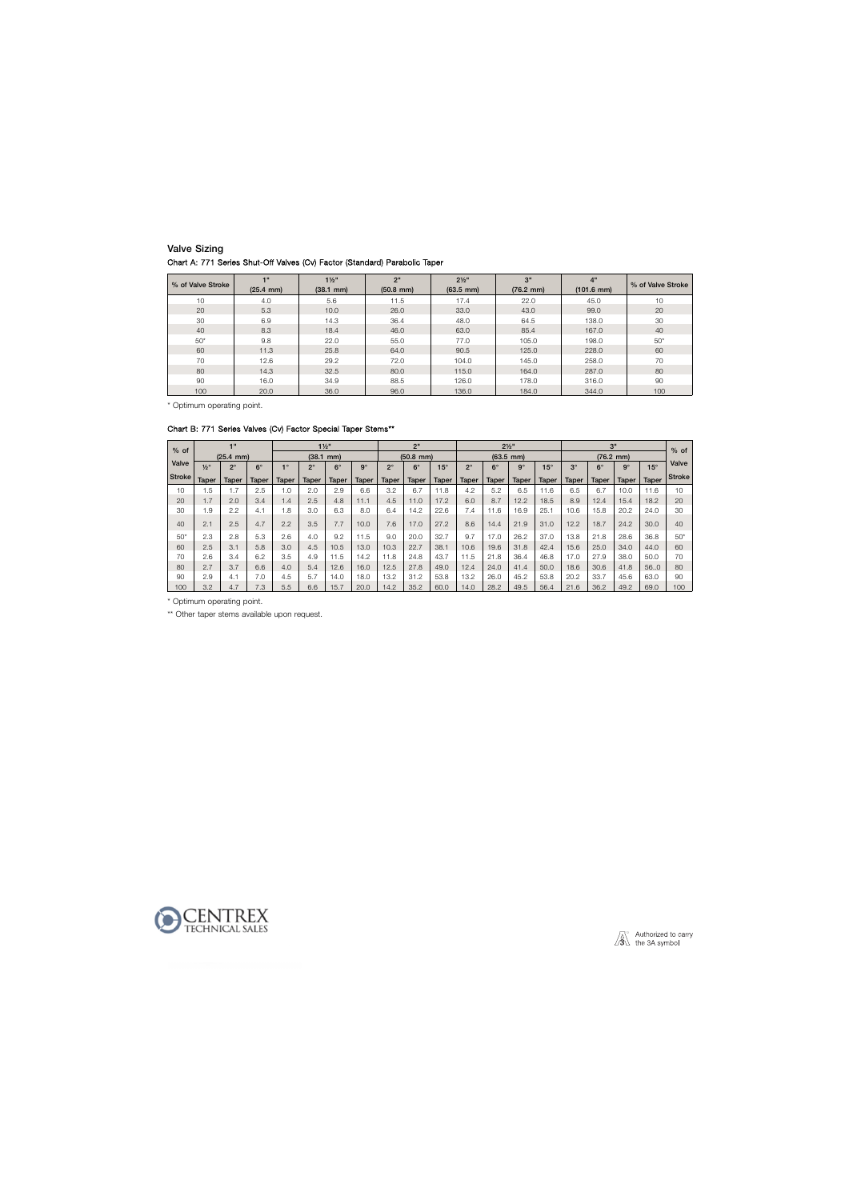## Valve Sizing

### Chart A: 771 Series Shut-Off Valves (Cv) Factor (Standard) Parabolic Taper

| % of Valve Stroke | 1" (25.4 mm) | 1½" (38.1 mm) | 2" (50.8 mm) | 2½" (63.5 mm) | 3" (76.2 mm) | 4" (101.6 mm) | % of Valve Stroke |
|---|---|---|---|---|---|---|---|
| 10 | 4.0 | 5.6 | 11.5 | 17.4 | 22.0 | 45.0 | 10 |
| 20 | 5.3 | 10.0 | 26.0 | 33.0 | 43.0 | 99.0 | 20 |
| 30 | 6.9 | 14.3 | 36.4 | 48.0 | 64.5 | 138.0 | 30 |
| 40 | 8.3 | 18.4 | 46.0 | 63.0 | 85.4 | 167.0 | 40 |
| 50* | 9.8 | 22.0 | 55.0 | 77.0 | 105.0 | 198.0 | 50* |
| 60 | 11.3 | 25.8 | 64.0 | 90.5 | 125.0 | 228.0 | 60 |
| 70 | 12.6 | 29.2 | 72.0 | 104.0 | 145.0 | 258.0 | 70 |
| 80 | 14.3 | 32.5 | 80.0 | 115.0 | 164.0 | 287.0 | 80 |
| 90 | 16.0 | 34.9 | 88.5 | 126.0 | 178.0 | 316.0 | 90 |
| 100 | 20.0 | 36.0 | 96.0 | 136.0 | 184.0 | 344.0 | 100 |

* Optimum operating point.

### Chart B: 771 Series Valves (Cv) Factor Special Taper Stems**

| % of Valve Stroke | 1" (25.4 mm) | | | 1½" (38.1 mm) | | | | 2" (50.8 mm) | | | 2½" (63.5 mm) | | | | 3" (76.2 mm) | | | | % of Valve Stroke |
|---|---|---|---|---|---|---|---|---|---|---|---|---|---|---|---|---|---|---|---|
| | ½° Taper | 2° Taper | 6° Taper | 1° Taper | 2° Taper | 6° Taper | 9° Taper | 2° Taper | 6° Taper | 15° Taper | 2° Taper | 6° Taper | 9° Taper | 15° Taper | 3° Taper | 6° Taper | 9° Taper | 15° Taper | |
| 10 | 1.5 | 1.7 | 2.5 | 1.0 | 2.0 | 2.9 | 6.6 | 3.2 | 6.7 | 11.8 | 4.2 | 5.2 | 6.5 | 11.6 | 6.5 | 6.7 | 10.0 | 11.6 | 10 |
| 20 | 1.7 | 2.0 | 3.4 | 1.4 | 2.5 | 4.8 | 11.1 | 4.5 | 11.0 | 17.2 | 6.0 | 8.7 | 12.2 | 18.5 | 8.9 | 12.4 | 15.4 | 18.2 | 20 |
| 30 | 1.9 | 2.2 | 4.1 | 1.8 | 3.0 | 6.3 | 8.0 | 6.4 | 14.2 | 22.6 | 7.4 | 11.6 | 16.9 | 25.1 | 10.6 | 15.8 | 20.2 | 24.0 | 30 |
| 40 | 2.1 | 2.5 | 4.7 | 2.2 | 3.5 | 7.7 | 10.0 | 7.6 | 17.0 | 27.2 | 8.6 | 14.4 | 21.9 | 31.0 | 12.2 | 18.7 | 24.2 | 30.0 | 40 |
| 50* | 2.3 | 2.8 | 5.3 | 2.6 | 4.0 | 9.2 | 11.5 | 9.0 | 20.0 | 32.7 | 9.7 | 17.0 | 26.2 | 37.0 | 13.8 | 21.8 | 28.6 | 36.8 | 50* |
| 60 | 2.5 | 3.1 | 5.8 | 3.0 | 4.5 | 10.5 | 13.0 | 10.3 | 22.7 | 38.1 | 10.6 | 19.6 | 31.8 | 42.4 | 15.6 | 25.0 | 34.0 | 44.0 | 60 |
| 70 | 2.6 | 3.4 | 6.2 | 3.5 | 4.9 | 11.5 | 14.2 | 11.8 | 24.8 | 43.7 | 11.5 | 21.8 | 36.4 | 46.8 | 17.0 | 27.9 | 38.0 | 50.0 | 70 |
| 80 | 2.7 | 3.7 | 6.6 | 4.0 | 5.4 | 12.6 | 16.0 | 12.5 | 27.8 | 49.0 | 12.4 | 24.0 | 41.4 | 50.0 | 18.6 | 30.6 | 41.8 | 56..0 | 80 |
| 90 | 2.9 | 4.1 | 7.0 | 4.5 | 5.7 | 14.0 | 18.0 | 13.2 | 31.2 | 53.8 | 13.2 | 26.0 | 45.2 | 53.8 | 20.2 | 33.7 | 45.6 | 63.0 | 90 |
| 100 | 3.2 | 4.7 | 7.3 | 5.5 | 6.6 | 15.7 | 20.0 | 14.2 | 35.2 | 60.0 | 14.0 | 28.2 | 49.5 | 56.4 | 21.6 | 36.2 | 49.2 | 69.0 | 100 |

* Optimum operating point.

** Other taper stems available upon request.

CENTREX TECHNICAL SALES

Authorized to carry the 3A symbol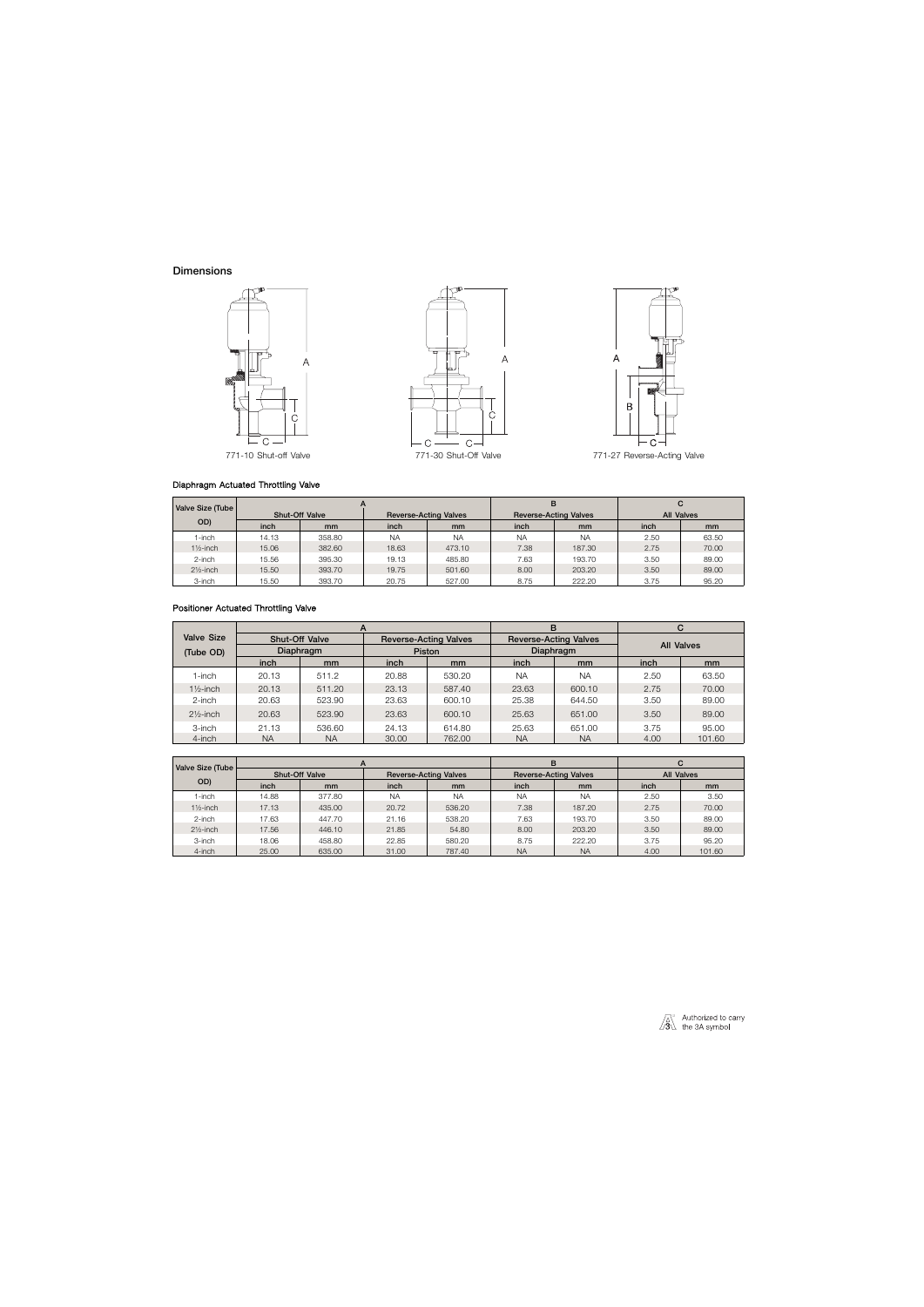## Dimensions

771-10 Shut-off Valve

771-30 Shut-Off Valve

771-27 Reverse-Acting Valve

### Diaphragm Actuated Throttling Valve

| Valve Size (Tube OD) | A | | | | B | | C | |
|---|---|---|---|---|---|---|---|---|
| | Shut-Off Valve | | Reverse-Acting Valves | | Reverse-Acting Valves | | All Valves | |
| | inch | mm | inch | mm | inch | mm | inch | mm |
| 1-inch | 14.13 | 358.80 | NA | NA | NA | NA | 2.50 | 63.50 |
| 1½-inch | 15.06 | 382.60 | 18.63 | 473.10 | 7.38 | 187.30 | 2.75 | 70.00 |
| 2-inch | 15.56 | 395.30 | 19.13 | 485.80 | 7.63 | 193.70 | 3.50 | 89.00 |
| 2½-inch | 15.50 | 393.70 | 19.75 | 501.60 | 8.00 | 203.20 | 3.50 | 89.00 |
| 3-inch | 15.50 | 393.70 | 20.75 | 527.00 | 8.75 | 222.20 | 3.75 | 95.20 |

### Positioner Actuated Throttling Valve

| Valve Size (Tube OD) | A | | | | B | | C | |
|---|---|---|---|---|---|---|---|---|
| | Shut-Off Valve Diaphragm | | Reverse-Acting Valves Piston | | Reverse-Acting Valves Diaphragm | | All Valves | |
| | inch | mm | inch | mm | inch | mm | inch | mm |
| 1-inch | 20.13 | 511.2 | 20.88 | 530.20 | NA | NA | 2.50 | 63.50 |
| 1½-inch | 20.13 | 511.20 | 23.13 | 587.40 | 23.63 | 600.10 | 2.75 | 70.00 |
| 2-inch | 20.63 | 523.90 | 23.63 | 600.10 | 25.38 | 644.50 | 3.50 | 89.00 |
| 2½-inch | 20.63 | 523.90 | 23.63 | 600.10 | 25.63 | 651.00 | 3.50 | 89.00 |
| 3-inch | 21.13 | 536.60 | 24.13 | 614.80 | 25.63 | 651.00 | 3.75 | 95.00 |
| 4-inch | NA | NA | 30.00 | 762.00 | NA | NA | 4.00 | 101.60 |

| Valve Size (Tube OD) | A | | | | B | | C | |
|---|---|---|---|---|---|---|---|---|
| | Shut-Off Valve | | Reverse-Acting Valves | | Reverse-Acting Valves | | All Valves | |
| | inch | mm | inch | mm | inch | mm | inch | mm |
| 1-inch | 14.88 | 377.80 | NA | NA | NA | NA | 2.50 | 3.50 |
| 1½-inch | 17.13 | 435.00 | 20.72 | 536.20 | 7.38 | 187.20 | 2.75 | 70.00 |
| 2-inch | 17.63 | 447.70 | 21.16 | 538.20 | 7.63 | 193.70 | 3.50 | 89.00 |
| 2½-inch | 17.56 | 446.10 | 21.85 | 54.80 | 8.00 | 203.20 | 3.50 | 89.00 |
| 3-inch | 18.06 | 458.80 | 22.85 | 580.20 | 8.75 | 222.20 | 3.75 | 95.20 |
| 4-inch | 25.00 | 635.00 | 31.00 | 787.40 | NA | NA | 4.00 | 101.60 |

Authorized to carry the 3A symbol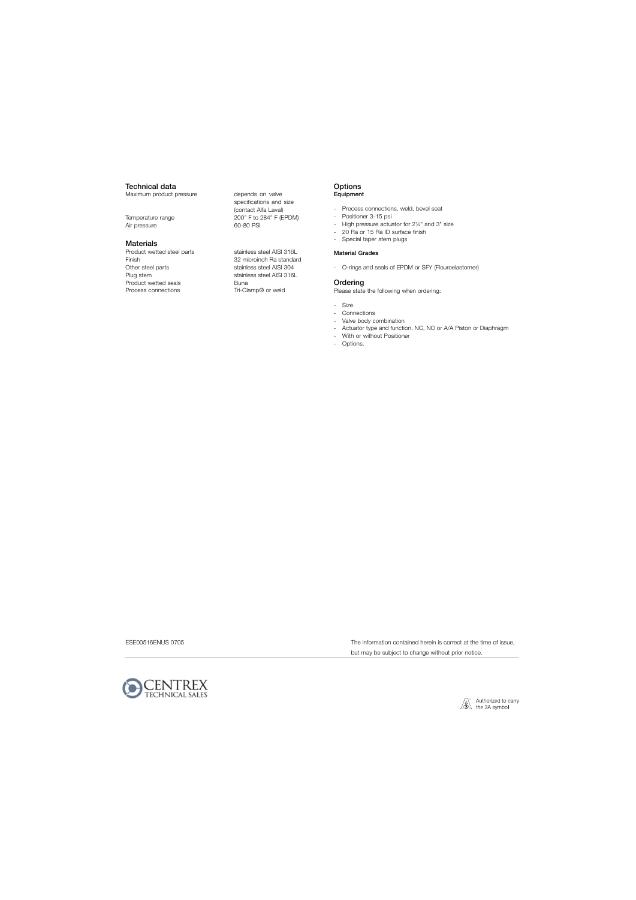## Technical data

| | |
|---|---|
| Maximum product pressure | depends on valve specifications and size (contact Alfa Laval) |
| Temperature range | 200° F to 284° F (EPDM) |
| Air pressure | 60-80 PSI |

## Materials

| | |
|---|---|
| Product wetted steel parts | stainless steel AISI 316L |
| Finish | 32 microinch Ra standard |
| Other steel parts | stainless steel AISI 304 |
| Plug stem | stainless steel AISI 316L |
| Product wetted seals | Buna |
| Process connections | Tri-Clamp® or weld |

## Options

**Equipment**

- Process connections, weld, bevel seat
- Positioner 3-15 psi
- High pressure actuator for 2½" and 3" size
- 20 Ra or 15 Ra ID surface finish
- Special taper stem plugs

**Material Grades**

- O-rings and seals of EPDM or SFY (Flouroelastomer)

## Ordering

Please state the following when ordering:

- Size.
- Connections
- Valve body combination
- Actuator type and function, NC, NO or A/A Piston or Diaphragm
- With or without Positioner
- Options.

ESE00516ENUS 0705

The information contained herein is correct at the time of issue, but may be subject to change without prior notice.

CENTREX TECHNICAL SALES

Authorized to carry the 3A symbol